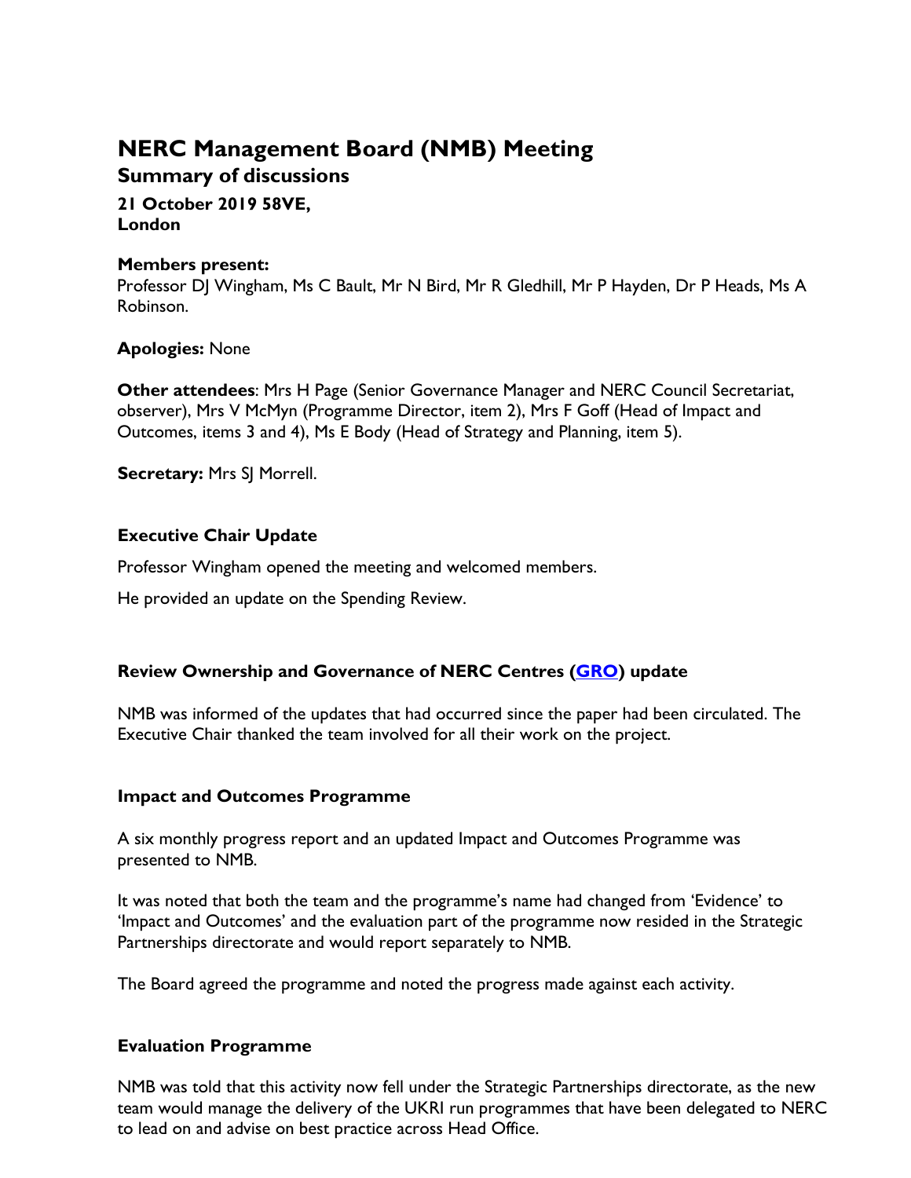# NERC Management Board (NMB) Meeting

## Summary of discussions

**21 October 2019 58VE, London**

**Members present:**
Professor DJ Wingham, Ms C Bault, Mr N Bird, Mr R Gledhill, Mr P Hayden, Dr P Heads, Ms A Robinson.

**Apologies:** None

**Other attendees**: Mrs H Page (Senior Governance Manager and NERC Council Secretariat, observer), Mrs V McMyn (Programme Director, item 2), Mrs F Goff (Head of Impact and Outcomes, items 3 and 4), Ms E Body (Head of Strategy and Planning, item 5).

**Secretary:** Mrs SJ Morrell.

### Executive Chair Update

Professor Wingham opened the meeting and welcomed members.

He provided an update on the Spending Review.

### Review Ownership and Governance of NERC Centres (GRO) update

NMB was informed of the updates that had occurred since the paper had been circulated. The Executive Chair thanked the team involved for all their work on the project.

### Impact and Outcomes Programme

A six monthly progress report and an updated Impact and Outcomes Programme was presented to NMB.

It was noted that both the team and the programme's name had changed from 'Evidence' to 'Impact and Outcomes' and the evaluation part of the programme now resided in the Strategic Partnerships directorate and would report separately to NMB.

The Board agreed the programme and noted the progress made against each activity.

### Evaluation Programme

NMB was told that this activity now fell under the Strategic Partnerships directorate, as the new team would manage the delivery of the UKRI run programmes that have been delegated to NERC to lead on and advise on best practice across Head Office.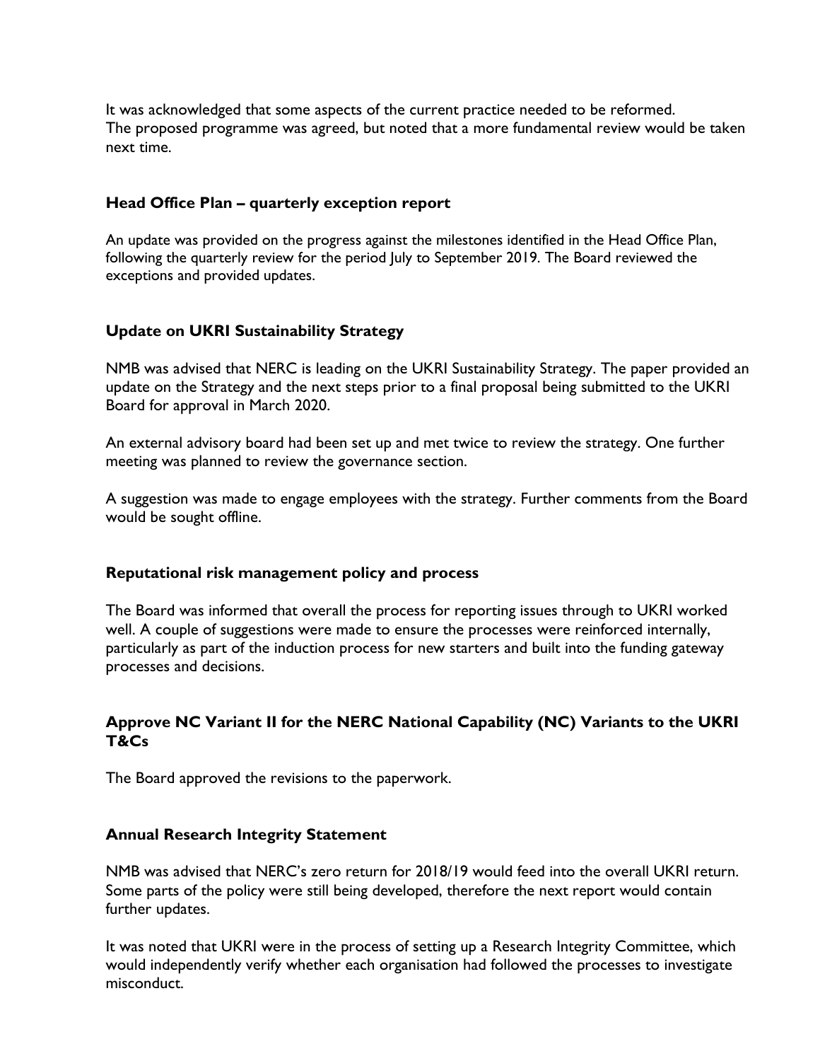It was acknowledged that some aspects of the current practice needed to be reformed.
The proposed programme was agreed, but noted that a more fundamental review would be taken next time.

### Head Office Plan – quarterly exception report

An update was provided on the progress against the milestones identified in the Head Office Plan, following the quarterly review for the period July to September 2019. The Board reviewed the exceptions and provided updates.

### Update on UKRI Sustainability Strategy

NMB was advised that NERC is leading on the UKRI Sustainability Strategy. The paper provided an update on the Strategy and the next steps prior to a final proposal being submitted to the UKRI Board for approval in March 2020.

An external advisory board had been set up and met twice to review the strategy. One further meeting was planned to review the governance section.

A suggestion was made to engage employees with the strategy. Further comments from the Board would be sought offline.

### Reputational risk management policy and process

The Board was informed that overall the process for reporting issues through to UKRI worked well. A couple of suggestions were made to ensure the processes were reinforced internally, particularly as part of the induction process for new starters and built into the funding gateway processes and decisions.

### Approve NC Variant II for the NERC National Capability (NC) Variants to the UKRI T&Cs

The Board approved the revisions to the paperwork.

### Annual Research Integrity Statement

NMB was advised that NERC's zero return for 2018/19 would feed into the overall UKRI return. Some parts of the policy were still being developed, therefore the next report would contain further updates.

It was noted that UKRI were in the process of setting up a Research Integrity Committee, which would independently verify whether each organisation had followed the processes to investigate misconduct.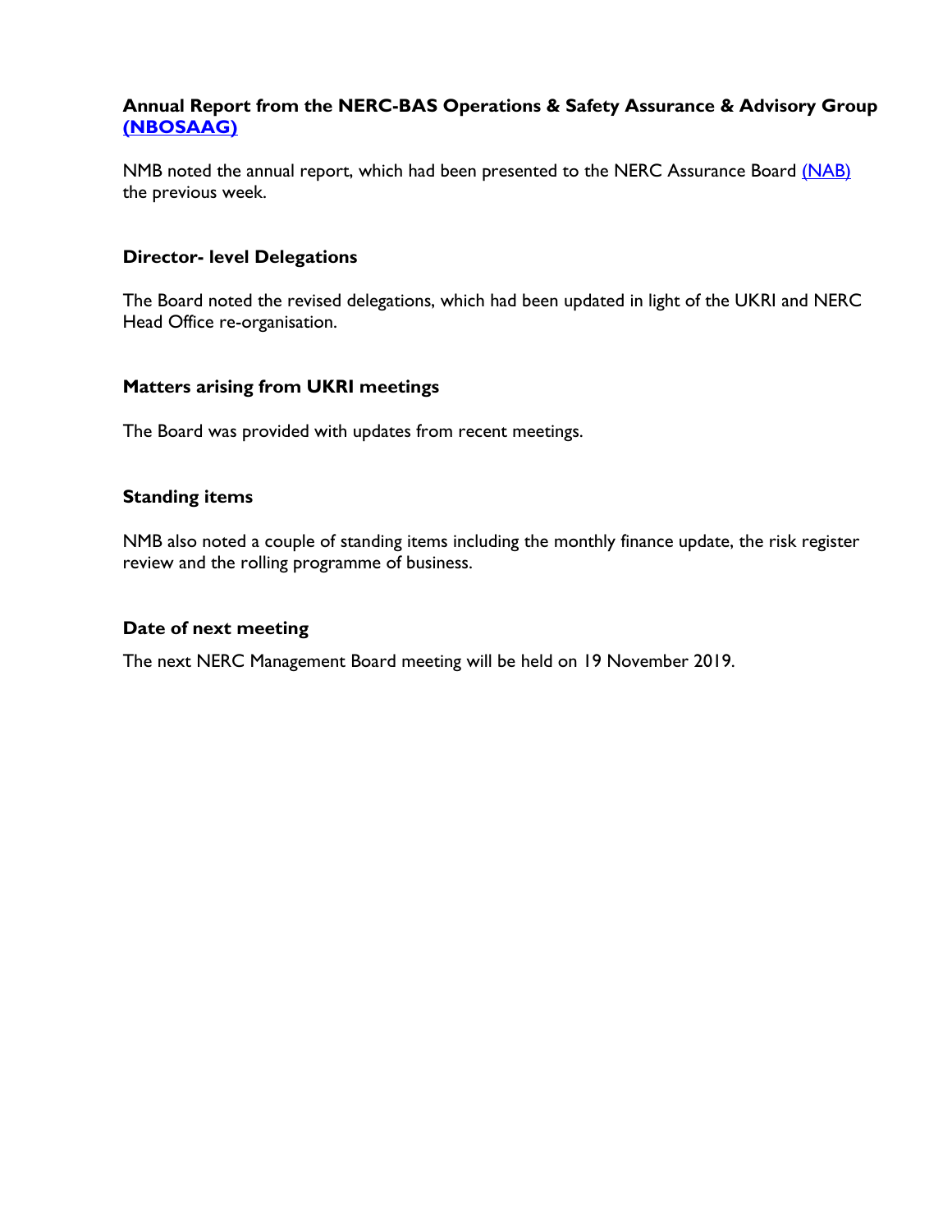**Annual Report from the NERC-BAS Operations & Safety Assurance & Advisory Group (NBOSAAG)**

NMB noted the annual report, which had been presented to the NERC Assurance Board (NAB) the previous week.

**Director- level Delegations**

The Board noted the revised delegations, which had been updated in light of the UKRI and NERC Head Office re-organisation.

**Matters arising from UKRI meetings**

The Board was provided with updates from recent meetings.

**Standing items**

NMB also noted a couple of standing items including the monthly finance update, the risk register review and the rolling programme of business.

**Date of next meeting**

The next NERC Management Board meeting will be held on 19 November 2019.